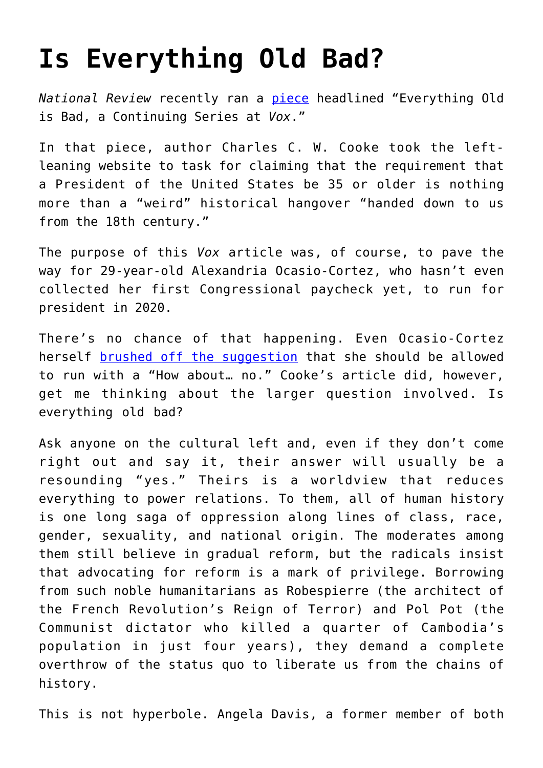# Is Everything Old Bad?

*National Review* recently ran a piece headlined "Everything Old is Bad, a Continuing Series at *Vox*."

In that piece, author Charles C. W. Cooke took the left-leaning website to task for claiming that the requirement that a President of the United States be 35 or older is nothing more than a "weird" historical hangover "handed down to us from the 18th century."

The purpose of this *Vox* article was, of course, to pave the way for 29-year-old Alexandria Ocasio-Cortez, who hasn't even collected her first Congressional paycheck yet, to run for president in 2020.

There's no chance of that happening. Even Ocasio-Cortez herself brushed off the suggestion that she should be allowed to run with a "How about… no." Cooke's article did, however, get me thinking about the larger question involved. Is everything old bad?

Ask anyone on the cultural left and, even if they don't come right out and say it, their answer will usually be a resounding "yes." Theirs is a worldview that reduces everything to power relations. To them, all of human history is one long saga of oppression along lines of class, race, gender, sexuality, and national origin. The moderates among them still believe in gradual reform, but the radicals insist that advocating for reform is a mark of privilege. Borrowing from such noble humanitarians as Robespierre (the architect of the French Revolution's Reign of Terror) and Pol Pot (the Communist dictator who killed a quarter of Cambodia's population in just four years), they demand a complete overthrow of the status quo to liberate us from the chains of history.

This is not hyperbole. Angela Davis, a former member of both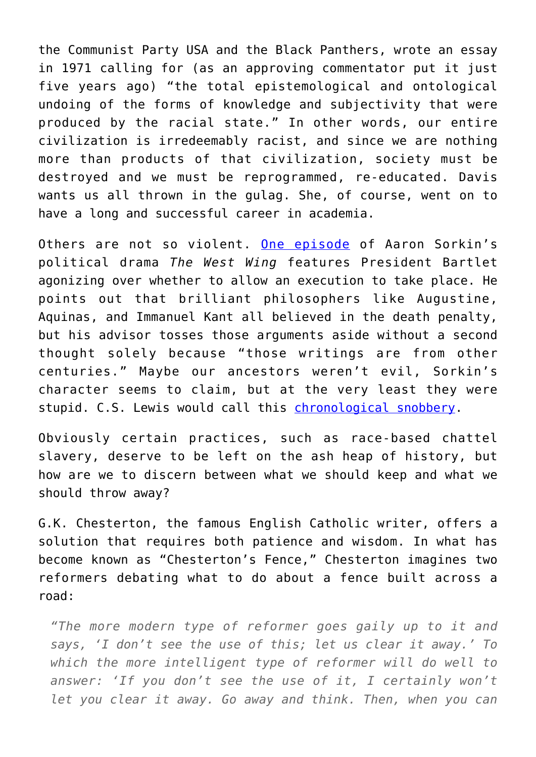the Communist Party USA and the Black Panthers, wrote an essay in 1971 calling for (as an approving commentator put it just five years ago) "the total epistemological and ontological undoing of the forms of knowledge and subjectivity that were produced by the racial state." In other words, our entire civilization is irredeemably racist, and since we are nothing more than products of that civilization, society must be destroyed and we must be reprogrammed, re-educated. Davis wants us all thrown in the gulag. She, of course, went on to have a long and successful career in academia.

Others are not so violent. One episode of Aaron Sorkin's political drama *The West Wing* features President Bartlet agonizing over whether to allow an execution to take place. He points out that brilliant philosophers like Augustine, Aquinas, and Immanuel Kant all believed in the death penalty, but his advisor tosses those arguments aside without a second thought solely because "those writings are from other centuries." Maybe our ancestors weren't evil, Sorkin's character seems to claim, but at the very least they were stupid. C.S. Lewis would call this chronological snobbery.

Obviously certain practices, such as race-based chattel slavery, deserve to be left on the ash heap of history, but how are we to discern between what we should keep and what we should throw away?

G.K. Chesterton, the famous English Catholic writer, offers a solution that requires both patience and wisdom. In what has become known as "Chesterton's Fence," Chesterton imagines two reformers debating what to do about a fence built across a road:

> *"The more modern type of reformer goes gaily up to it and says, 'I don't see the use of this; let us clear it away.' To which the more intelligent type of reformer will do well to answer: 'If you don't see the use of it, I certainly won't let you clear it away. Go away and think. Then, when you can*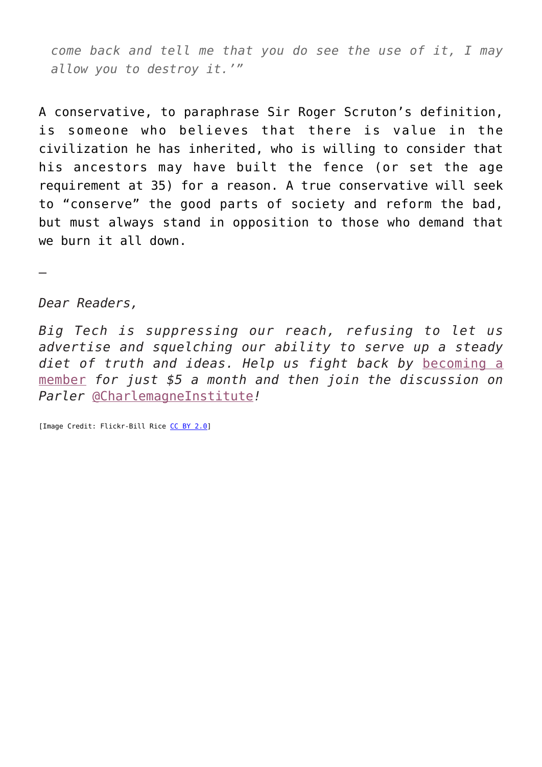> *come back and tell me that you do see the use of it, I may allow you to destroy it.'"*

A conservative, to paraphrase Sir Roger Scruton's definition, is someone who believes that there is value in the civilization he has inherited, who is willing to consider that his ancestors may have built the fence (or set the age requirement at 35) for a reason. A true conservative will seek to "conserve" the good parts of society and reform the bad, but must always stand in opposition to those who demand that we burn it all down.

—

*Dear Readers,*

*Big Tech is suppressing our reach, refusing to let us advertise and squelching our ability to serve up a steady diet of truth and ideas. Help us fight back by* becoming a member *for just $5 a month and then join the discussion on Parler* @CharlemagneInstitute*!*

[Image Credit: Flickr-Bill Rice CC BY 2.0]